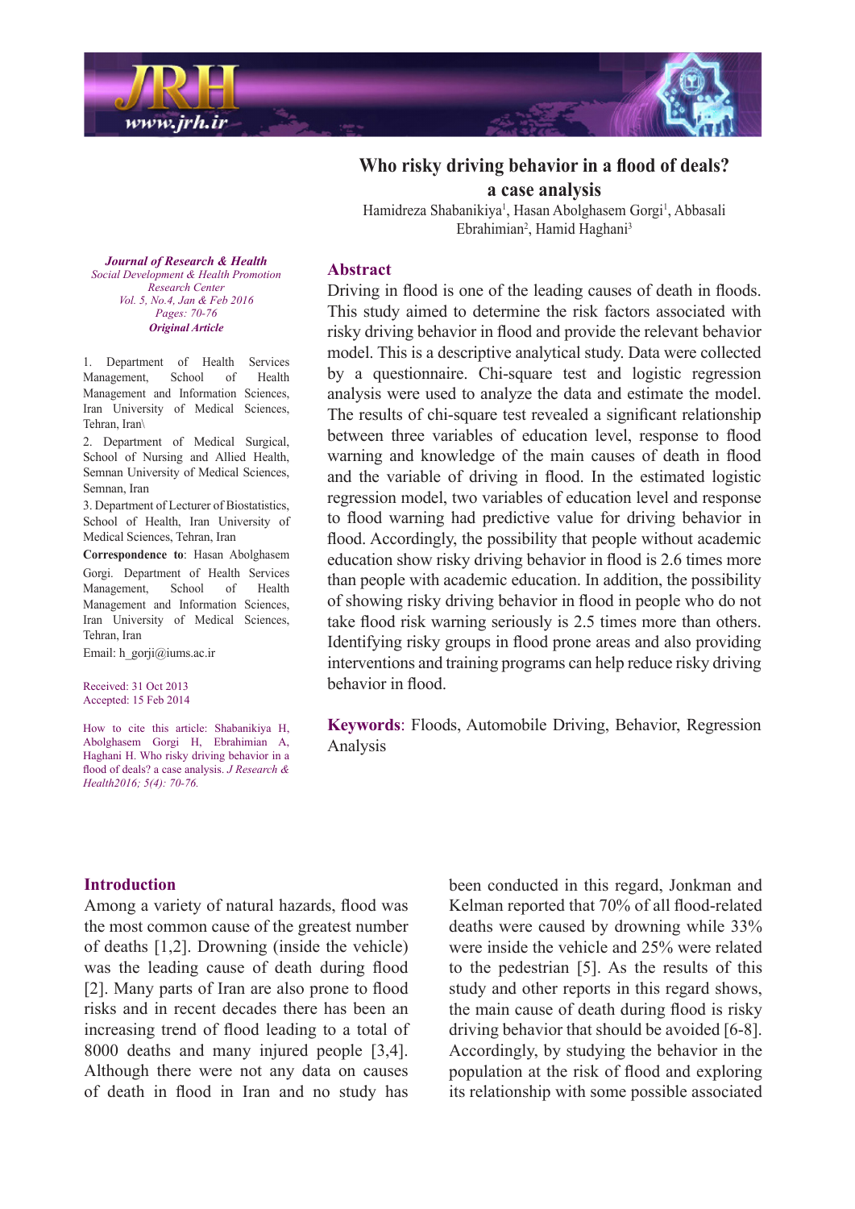# Who risky driving behavior in a flood of deals? a case analysis

Hamidreza Shabanikiya[1], Hasan Abolghasem Gorgi[1], Abbasali Ebrahimian[2], Hamid Haghani[3]

*Journal of Research & Health*
*Social Development & Health Promotion Research Center*
*Vol. 5, No.4, Jan & Feb 2016*
*Pages: 70-76*
***Original Article***

1. Department of Health Services Management, School of Health Management and Information Sciences, Iran University of Medical Sciences, Tehran, Iran\
2. Department of Medical Surgical, School of Nursing and Allied Health, Semnan University of Medical Sciences, Semnan, Iran
3. Department of Lecturer of Biostatistics, School of Health, Iran University of Medical Sciences, Tehran, Iran

**Correspondence to**: Hasan Abolghasem Gorgi. Department of Health Services Management, School of Health Management and Information Sciences, Iran University of Medical Sciences, Tehran, Iran

Email: h_gorji@iums.ac.ir

Received: 31 Oct 2013
Accepted: 15 Feb 2014

How to cite this article: Shabanikiya H, Abolghasem Gorgi H, Ebrahimian A, Haghani H. Who risky driving behavior in a flood of deals? a case analysis. *J Research & Health2016; 5(4): 70-76.*

## Abstract

Driving in flood is one of the leading causes of death in floods. This study aimed to determine the risk factors associated with risky driving behavior in flood and provide the relevant behavior model. This is a descriptive analytical study. Data were collected by a questionnaire. Chi-square test and logistic regression analysis were used to analyze the data and estimate the model. The results of chi-square test revealed a significant relationship between three variables of education level, response to flood warning and knowledge of the main causes of death in flood and the variable of driving in flood. In the estimated logistic regression model, two variables of education level and response to flood warning had predictive value for driving behavior in flood. Accordingly, the possibility that people without academic education show risky driving behavior in flood is 2.6 times more than people with academic education. In addition, the possibility of showing risky driving behavior in flood in people who do not take flood risk warning seriously is 2.5 times more than others. Identifying risky groups in flood prone areas and also providing interventions and training programs can help reduce risky driving behavior in flood.

**Keywords**: Floods, Automobile Driving, Behavior, Regression Analysis

## Introduction

Among a variety of natural hazards, flood was the most common cause of the greatest number of deaths [1,2]. Drowning (inside the vehicle) was the leading cause of death during flood [2]. Many parts of Iran are also prone to flood risks and in recent decades there has been an increasing trend of flood leading to a total of 8000 deaths and many injured people [3,4]. Although there were not any data on causes of death in flood in Iran and no study has been conducted in this regard, Jonkman and Kelman reported that 70% of all flood-related deaths were caused by drowning while 33% were inside the vehicle and 25% were related to the pedestrian [5]. As the results of this study and other reports in this regard shows, the main cause of death during flood is risky driving behavior that should be avoided [6-8]. Accordingly, by studying the behavior in the population at the risk of flood and exploring its relationship with some possible associated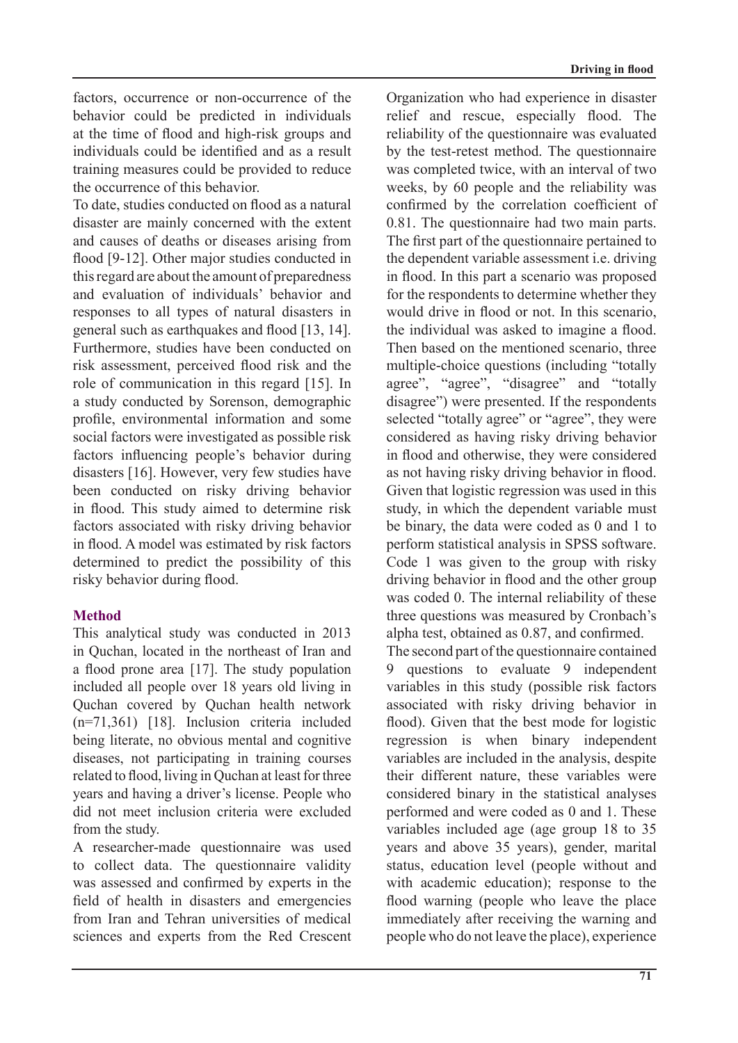factors, occurrence or non-occurrence of the behavior could be predicted in individuals at the time of flood and high-risk groups and individuals could be identified and as a result training measures could be provided to reduce the occurrence of this behavior.

To date, studies conducted on flood as a natural disaster are mainly concerned with the extent and causes of deaths or diseases arising from flood [9-12]. Other major studies conducted in this regard are about the amount of preparedness and evaluation of individuals' behavior and responses to all types of natural disasters in general such as earthquakes and flood [13, 14]. Furthermore, studies have been conducted on risk assessment, perceived flood risk and the role of communication in this regard [15]. In a study conducted by Sorenson, demographic profile, environmental information and some social factors were investigated as possible risk factors influencing people's behavior during disasters [16]. However, very few studies have been conducted on risky driving behavior in flood. This study aimed to determine risk factors associated with risky driving behavior in flood. A model was estimated by risk factors determined to predict the possibility of this risky behavior during flood.

## Method

This analytical study was conducted in 2013 in Quchan, located in the northeast of Iran and a flood prone area [17]. The study population included all people over 18 years old living in Quchan covered by Quchan health network (n=71,361) [18]. Inclusion criteria included being literate, no obvious mental and cognitive diseases, not participating in training courses related to flood, living in Quchan at least for three years and having a driver's license. People who did not meet inclusion criteria were excluded from the study.

A researcher-made questionnaire was used to collect data. The questionnaire validity was assessed and confirmed by experts in the field of health in disasters and emergencies from Iran and Tehran universities of medical sciences and experts from the Red Crescent Organization who had experience in disaster relief and rescue, especially flood. The reliability of the questionnaire was evaluated by the test-retest method. The questionnaire was completed twice, with an interval of two weeks, by 60 people and the reliability was confirmed by the correlation coefficient of 0.81. The questionnaire had two main parts. The first part of the questionnaire pertained to the dependent variable assessment i.e. driving in flood. In this part a scenario was proposed for the respondents to determine whether they would drive in flood or not. In this scenario, the individual was asked to imagine a flood. Then based on the mentioned scenario, three multiple-choice questions (including "totally agree", "agree", "disagree" and "totally disagree") were presented. If the respondents selected "totally agree" or "agree", they were considered as having risky driving behavior in flood and otherwise, they were considered as not having risky driving behavior in flood. Given that logistic regression was used in this study, in which the dependent variable must be binary, the data were coded as 0 and 1 to perform statistical analysis in SPSS software. Code 1 was given to the group with risky driving behavior in flood and the other group was coded 0. The internal reliability of these three questions was measured by Cronbach's alpha test, obtained as 0.87, and confirmed.

The second part of the questionnaire contained 9 questions to evaluate 9 independent variables in this study (possible risk factors associated with risky driving behavior in flood). Given that the best mode for logistic regression is when binary independent variables are included in the analysis, despite their different nature, these variables were considered binary in the statistical analyses performed and were coded as 0 and 1. These variables included age (age group 18 to 35 years and above 35 years), gender, marital status, education level (people without and with academic education); response to the flood warning (people who leave the place immediately after receiving the warning and people who do not leave the place), experience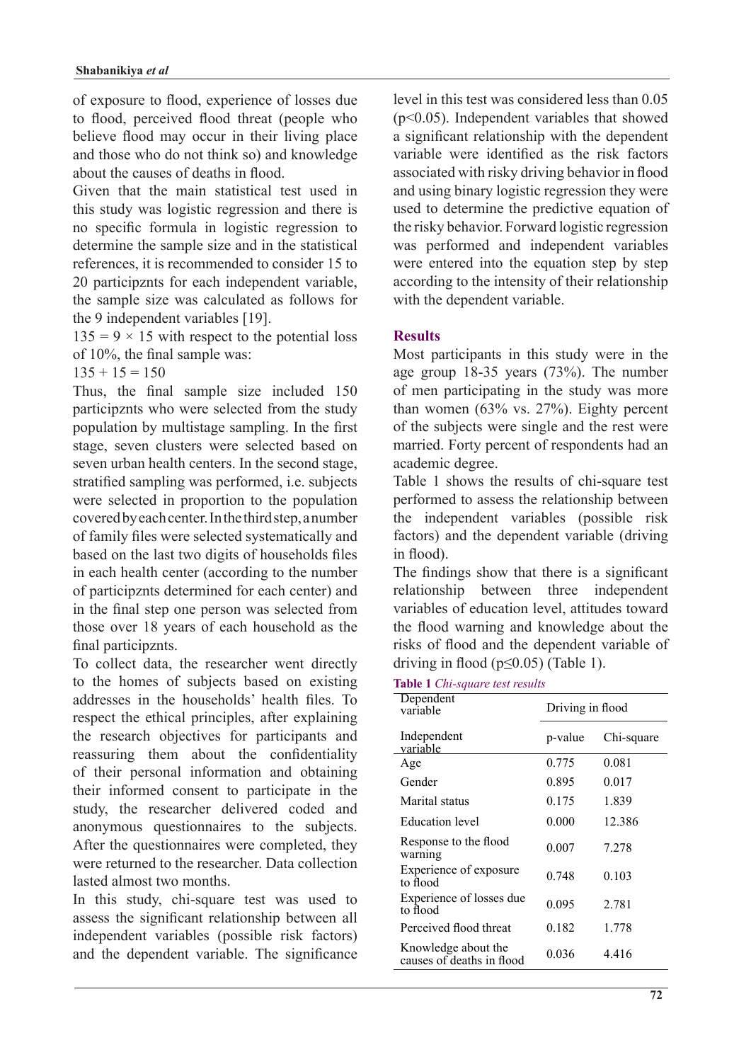of exposure to flood, experience of losses due to flood, perceived flood threat (people who believe flood may occur in their living place and those who do not think so) and knowledge about the causes of deaths in flood.

Given that the main statistical test used in this study was logistic regression and there is no specific formula in logistic regression to determine the sample size and in the statistical references, it is recommended to consider 15 to 20 participznts for each independent variable, the sample size was calculated as follows for the 9 independent variables [19].

$135 = 9 \times 15$ with respect to the potential loss of 10%, the final sample was:

$135 + 15 = 150$

Thus, the final sample size included 150 participznts who were selected from the study population by multistage sampling. In the first stage, seven clusters were selected based on seven urban health centers. In the second stage, stratified sampling was performed, i.e. subjects were selected in proportion to the population covered by each center. In the third step, a number of family files were selected systematically and based on the last two digits of households files in each health center (according to the number of participznts determined for each center) and in the final step one person was selected from those over 18 years of each household as the final participznts.

To collect data, the researcher went directly to the homes of subjects based on existing addresses in the households' health files. To respect the ethical principles, after explaining the research objectives for participants and reassuring them about the confidentiality of their personal information and obtaining their informed consent to participate in the study, the researcher delivered coded and anonymous questionnaires to the subjects. After the questionnaires were completed, they were returned to the researcher. Data collection lasted almost two months.

In this study, chi-square test was used to assess the significant relationship between all independent variables (possible risk factors) and the dependent variable. The significance level in this test was considered less than 0.05 ($p<0.05$). Independent variables that showed a significant relationship with the dependent variable were identified as the risk factors associated with risky driving behavior in flood and using binary logistic regression they were used to determine the predictive equation of the risky behavior. Forward logistic regression was performed and independent variables were entered into the equation step by step according to the intensity of their relationship with the dependent variable.

## Results

Most participants in this study were in the age group 18-35 years (73%). The number of men participating in the study was more than women (63% vs. 27%). Eighty percent of the subjects were single and the rest were married. Forty percent of respondents had an academic degree.

Table 1 shows the results of chi-square test performed to assess the relationship between the independent variables (possible risk factors) and the dependent variable (driving in flood).

The findings show that there is a significant relationship between three independent variables of education level, attitudes toward the flood warning and knowledge about the risks of flood and the dependent variable of driving in flood ($p \leq 0.05$) (Table 1).

**Table 1** *Chi-square test results*

| Dependent variable | Driving in flood | |
|---|---|---|
| **Independent variable** | **p-value** | **Chi-square** |
| Age | 0.775 | 0.081 |
| Gender | 0.895 | 0.017 |
| Marital status | 0.175 | 1.839 |
| Education level | 0.000 | 12.386 |
| Response to the flood warning | 0.007 | 7.278 |
| Experience of exposure to flood | 0.748 | 0.103 |
| Experience of losses due to flood | 0.095 | 2.781 |
| Perceived flood threat | 0.182 | 1.778 |
| Knowledge about the causes of deaths in flood | 0.036 | 4.416 |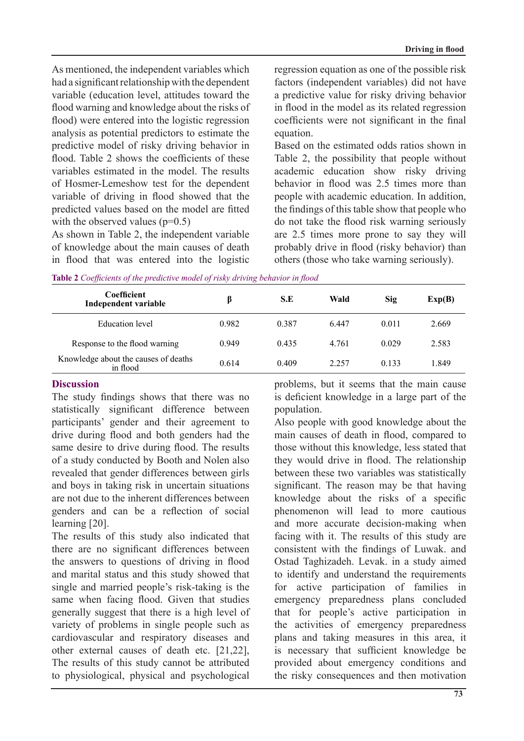As mentioned, the independent variables which had a significant relationship with the dependent variable (education level, attitudes toward the flood warning and knowledge about the risks of flood) were entered into the logistic regression analysis as potential predictors to estimate the predictive model of risky driving behavior in flood. Table 2 shows the coefficients of these variables estimated in the model. The results of Hosmer-Lemeshow test for the dependent variable of driving in flood showed that the predicted values based on the model are fitted with the observed values (p=0.5)

As shown in Table 2, the independent variable of knowledge about the main causes of death in flood that was entered into the logistic regression equation as one of the possible risk factors (independent variables) did not have a predictive value for risky driving behavior in flood in the model as its related regression coefficients were not significant in the final equation.

Based on the estimated odds ratios shown in Table 2, the possibility that people without academic education show risky driving behavior in flood was 2.5 times more than people with academic education. In addition, the findings of this table show that people who do not take the flood risk warning seriously are 2.5 times more prone to say they will probably drive in flood (risky behavior) than others (those who take warning seriously).

**Table 2** *Coefficients of the predictive model of risky driving behavior in flood*

| Coefficient<br>Independent variable | β | S.E | Wald | Sig | Exp(B) |
|---|---|---|---|---|---|
| Education level | 0.982 | 0.387 | 6.447 | 0.011 | 2.669 |
| Response to the flood warning | 0.949 | 0.435 | 4.761 | 0.029 | 2.583 |
| Knowledge about the causes of deaths in flood | 0.614 | 0.409 | 2.257 | 0.133 | 1.849 |

## Discussion

The study findings shows that there was no statistically significant difference between participants' gender and their agreement to drive during flood and both genders had the same desire to drive during flood. The results of a study conducted by Booth and Nolen also revealed that gender differences between girls and boys in taking risk in uncertain situations are not due to the inherent differences between genders and can be a reflection of social learning [20].

The results of this study also indicated that there are no significant differences between the answers to questions of driving in flood and marital status and this study showed that single and married people's risk-taking is the same when facing flood. Given that studies generally suggest that there is a high level of variety of problems in single people such as cardiovascular and respiratory diseases and other external causes of death etc. [21,22], The results of this study cannot be attributed to physiological, physical and psychological problems, but it seems that the main cause is deficient knowledge in a large part of the population.

Also people with good knowledge about the main causes of death in flood, compared to those without this knowledge, less stated that they would drive in flood. The relationship between these two variables was statistically significant. The reason may be that having knowledge about the risks of a specific phenomenon will lead to more cautious and more accurate decision-making when facing with it. The results of this study are consistent with the findings of Luwak. and Ostad Taghizadeh. Levak. in a study aimed to identify and understand the requirements for active participation of families in emergency preparedness plans concluded that for people's active participation in the activities of emergency preparedness plans and taking measures in this area, it is necessary that sufficient knowledge be provided about emergency conditions and the risky consequences and then motivation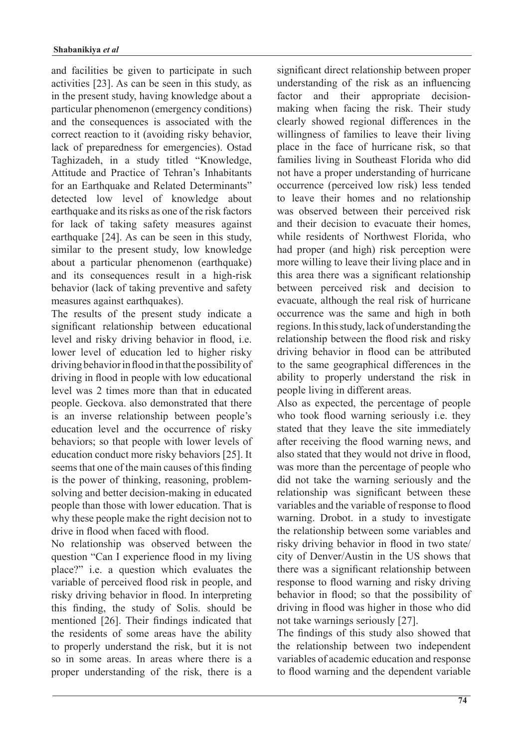and facilities be given to participate in such activities [23]. As can be seen in this study, as in the present study, having knowledge about a particular phenomenon (emergency conditions) and the consequences is associated with the correct reaction to it (avoiding risky behavior, lack of preparedness for emergencies). Ostad Taghizadeh, in a study titled "Knowledge, Attitude and Practice of Tehran's Inhabitants for an Earthquake and Related Determinants" detected low level of knowledge about earthquake and its risks as one of the risk factors for lack of taking safety measures against earthquake [24]. As can be seen in this study, similar to the present study, low knowledge about a particular phenomenon (earthquake) and its consequences result in a high-risk behavior (lack of taking preventive and safety measures against earthquakes).

The results of the present study indicate a significant relationship between educational level and risky driving behavior in flood, i.e. lower level of education led to higher risky driving behavior in flood in that the possibility of driving in flood in people with low educational level was 2 times more than that in educated people. Geckova. also demonstrated that there is an inverse relationship between people's education level and the occurrence of risky behaviors; so that people with lower levels of education conduct more risky behaviors [25]. It seems that one of the main causes of this finding is the power of thinking, reasoning, problem-solving and better decision-making in educated people than those with lower education. That is why these people make the right decision not to drive in flood when faced with flood.

No relationship was observed between the question "Can I experience flood in my living place?" i.e. a question which evaluates the variable of perceived flood risk in people, and risky driving behavior in flood. In interpreting this finding, the study of Solis. should be mentioned [26]. Their findings indicated that the residents of some areas have the ability to properly understand the risk, but it is not so in some areas. In areas where there is a proper understanding of the risk, there is a significant direct relationship between proper understanding of the risk as an influencing factor and their appropriate decision-making when facing the risk. Their study clearly showed regional differences in the willingness of families to leave their living place in the face of hurricane risk, so that families living in Southeast Florida who did not have a proper understanding of hurricane occurrence (perceived low risk) less tended to leave their homes and no relationship was observed between their perceived risk and their decision to evacuate their homes, while residents of Northwest Florida, who had proper (and high) risk perception were more willing to leave their living place and in this area there was a significant relationship between perceived risk and decision to evacuate, although the real risk of hurricane occurrence was the same and high in both regions. In this study, lack of understanding the relationship between the flood risk and risky driving behavior in flood can be attributed to the same geographical differences in the ability to properly understand the risk in people living in different areas.

Also as expected, the percentage of people who took flood warning seriously i.e. they stated that they leave the site immediately after receiving the flood warning news, and also stated that they would not drive in flood, was more than the percentage of people who did not take the warning seriously and the relationship was significant between these variables and the variable of response to flood warning. Drobot. in a study to investigate the relationship between some variables and risky driving behavior in flood in two state/city of Denver/Austin in the US shows that there was a significant relationship between response to flood warning and risky driving behavior in flood; so that the possibility of driving in flood was higher in those who did not take warnings seriously [27].

The findings of this study also showed that the relationship between two independent variables of academic education and response to flood warning and the dependent variable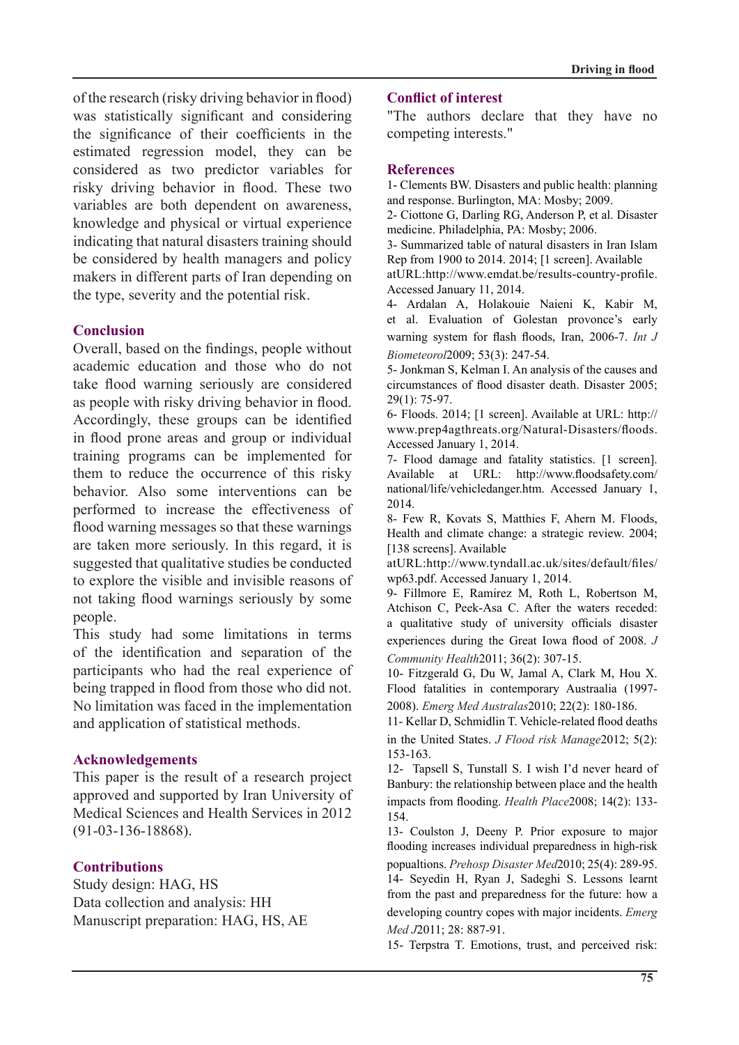of the research (risky driving behavior in flood) was statistically significant and considering the significance of their coefficients in the estimated regression model, they can be considered as two predictor variables for risky driving behavior in flood. These two variables are both dependent on awareness, knowledge and physical or virtual experience indicating that natural disasters training should be considered by health managers and policy makers in different parts of Iran depending on the type, severity and the potential risk.

## Conclusion

Overall, based on the findings, people without academic education and those who do not take flood warning seriously are considered as people with risky driving behavior in flood. Accordingly, these groups can be identified in flood prone areas and group or individual training programs can be implemented for them to reduce the occurrence of this risky behavior. Also some interventions can be performed to increase the effectiveness of flood warning messages so that these warnings are taken more seriously. In this regard, it is suggested that qualitative studies be conducted to explore the visible and invisible reasons of not taking flood warnings seriously by some people.

This study had some limitations in terms of the identification and separation of the participants who had the real experience of being trapped in flood from those who did not. No limitation was faced in the implementation and application of statistical methods.

## Acknowledgements

This paper is the result of a research project approved and supported by Iran University of Medical Sciences and Health Services in 2012 (91-03-136-18868).

## Contributions

Study design: HAG, HS
Data collection and analysis: HH
Manuscript preparation: HAG, HS, AE

## Conflict of interest

"The authors declare that they have no competing interests."

## References

1- Clements BW. Disasters and public health: planning and response. Burlington, MA: Mosby; 2009.

2- Ciottone G, Darling RG, Anderson P, et al. Disaster medicine. Philadelphia, PA: Mosby; 2006.

3- Summarized table of natural disasters in Iran Islam Rep from 1900 to 2014. 2014; [1 screen]. Available atURL:http://www.emdat.be/results-country-profile. Accessed January 11, 2014.

4- Ardalan A, Holakouie Naieni K, Kabir M, et al. Evaluation of Golestan provonce's early warning system for flash floods, Iran, 2006-7. *Int J Biometeorol*2009; 53(3): 247-54.

5- Jonkman S, Kelman I. An analysis of the causes and circumstances of flood disaster death. Disaster 2005; 29(1): 75-97.

6- Floods. 2014; [1 screen]. Available at URL: http://www.prep4agthreats.org/Natural-Disasters/floods. Accessed January 1, 2014.

7- Flood damage and fatality statistics. [1 screen]. Available at URL: http://www.floodsafety.com/national/life/vehicledanger.htm. Accessed January 1, 2014.

8- Few R, Kovats S, Matthies F, Ahern M. Floods, Health and climate change: a strategic review. 2004; [138 screens]. Available atURL:http://www.tyndall.ac.uk/sites/default/files/wp63.pdf. Accessed January 1, 2014.

9- Fillmore E, Ramirez M, Roth L, Robertson M, Atchison C, Peek-Asa C. After the waters receded: a qualitative study of university officials disaster experiences during the Great Iowa flood of 2008. *J Community Health*2011; 36(2): 307-15.

10- Fitzgerald G, Du W, Jamal A, Clark M, Hou X. Flood fatalities in contemporary Austraalia (1997-2008). *Emerg Med Australas*2010; 22(2): 180-186.

11- Kellar D, Schmidlin T. Vehicle-related flood deaths in the United States. *J Flood risk Manage*2012; 5(2): 153-163.

12- Tapsell S, Tunstall S. I wish I'd never heard of Banbury: the relationship between place and the health impacts from flooding. *Health Place*2008; 14(2): 133-154.

13- Coulston J, Deeny P. Prior exposure to major flooding increases individual preparedness in high-risk popualtions. *Prehosp Disaster Med*2010; 25(4): 289-95.

14- Seyedin H, Ryan J, Sadeghi S. Lessons learnt from the past and preparedness for the future: how a developing country copes with major incidents. *Emerg Med J*2011; 28: 887-91.

15- Terpstra T. Emotions, trust, and perceived risk: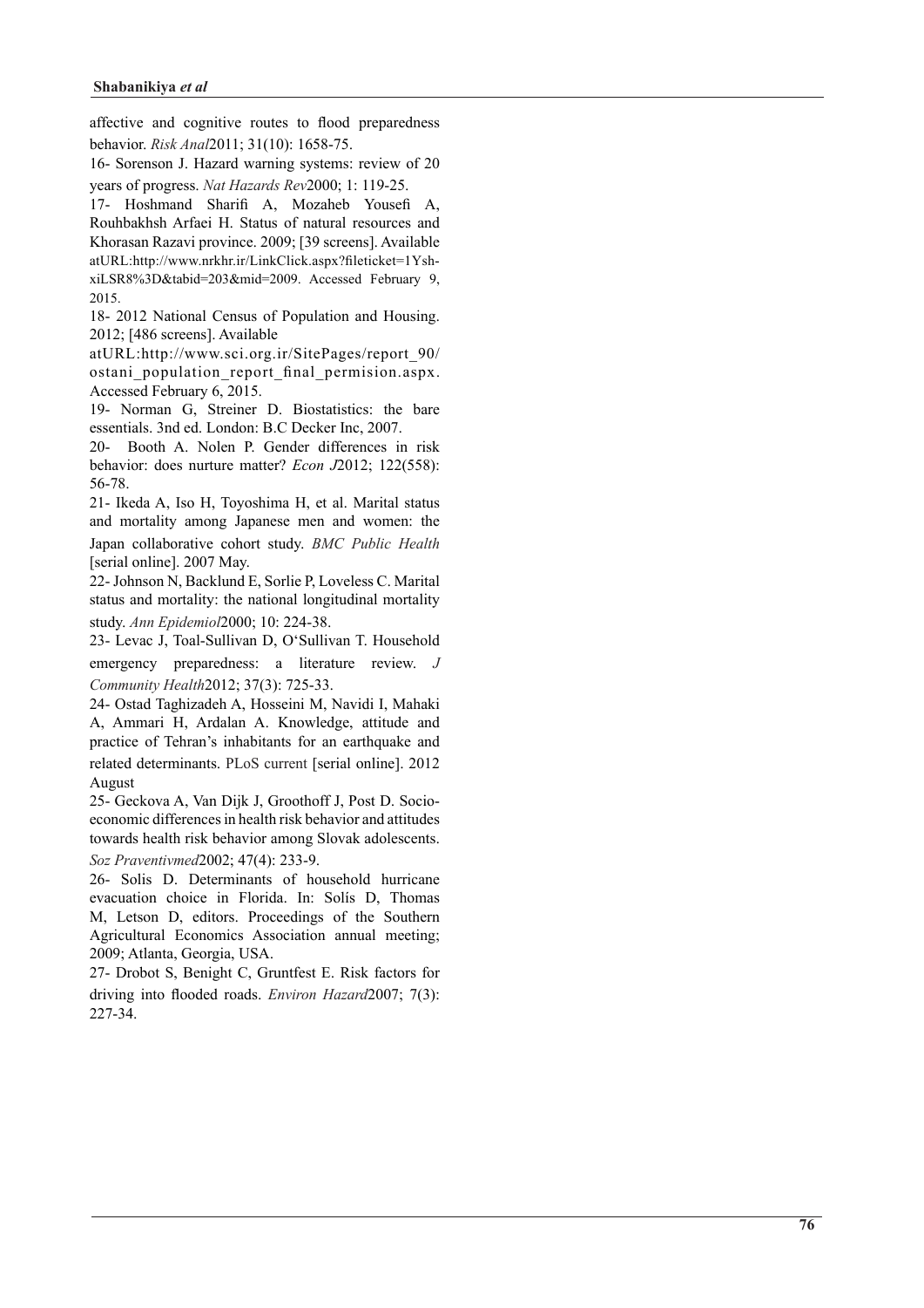affective and cognitive routes to flood preparedness behavior. *Risk Anal*2011; 31(10): 1658-75.

16- Sorenson J. Hazard warning systems: review of 20 years of progress. *Nat Hazards Rev*2000; 1: 119-25.

17- Hoshmand Sharifi A, Mozaheb Yousefi A, Rouhbakhsh Arfaei H. Status of natural resources and Khorasan Razavi province. 2009; [39 screens]. Available atURL:http://www.nrkhr.ir/LinkClick.aspx?fileticket=1Ysh-xiLSR8%3D&tabid=203&mid=2009. Accessed February 9, 2015.

18- 2012 National Census of Population and Housing. 2012; [486 screens]. Available atURL:http://www.sci.org.ir/SitePages/report_90/ostani_population_report_final_permision.aspx. Accessed February 6, 2015.

19- Norman G, Streiner D. Biostatistics: the bare essentials. 3nd ed. London: B.C Decker Inc, 2007.

20- Booth A. Nolen P. Gender differences in risk behavior: does nurture matter? *Econ J*2012; 122(558): 56-78.

21- Ikeda A, Iso H, Toyoshima H, et al. Marital status and mortality among Japanese men and women: the Japan collaborative cohort study. *BMC Public Health* [serial online]. 2007 May.

22- Johnson N, Backlund E, Sorlie P, Loveless C. Marital status and mortality: the national longitudinal mortality study. *Ann Epidemiol*2000; 10: 224-38.

23- Levac J, Toal-Sullivan D, O'Sullivan T. Household emergency preparedness: a literature review. *J Community Health*2012; 37(3): 725-33.

24- Ostad Taghizadeh A, Hosseini M, Navidi I, Mahaki A, Ammari H, Ardalan A. Knowledge, attitude and practice of Tehran's inhabitants for an earthquake and related determinants. PLoS current [serial online]. 2012 August

25- Geckova A, Van Dijk J, Groothoff J, Post D. Socio-economic differences in health risk behavior and attitudes towards health risk behavior among Slovak adolescents. *Soz Praventivmed*2002; 47(4): 233-9.

26- Solis D. Determinants of household hurricane evacuation choice in Florida. In: Solís D, Thomas M, Letson D, editors. Proceedings of the Southern Agricultural Economics Association annual meeting; 2009; Atlanta, Georgia, USA.

27- Drobot S, Benight C, Gruntfest E. Risk factors for driving into flooded roads. *Environ Hazard*2007; 7(3): 227-34.